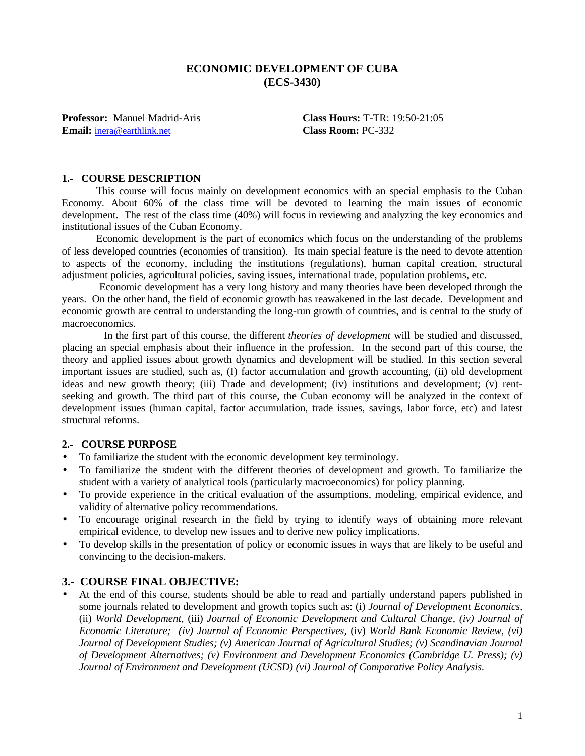# ECONOMIC DEVELOPMENT OF CUBA
# (ECS-3430)

**Professor:** Manuel Madrid-Aris
**Email:** inera@earthlink.net

**Class Hours:** T-TR: 19:50-21:05
**Class Room:** PC-332

## 1.- COURSE DESCRIPTION

This course will focus mainly on development economics with an special emphasis to the Cuban Economy. About 60% of the class time will be devoted to learning the main issues of economic development. The rest of the class time (40%) will focus in reviewing and analyzing the key economics and institutional issues of the Cuban Economy.

Economic development is the part of economics which focus on the understanding of the problems of less developed countries (economies of transition). Its main special feature is the need to devote attention to aspects of the economy, including the institutions (regulations), human capital creation, structural adjustment policies, agricultural policies, saving issues, international trade, population problems, etc.

Economic development has a very long history and many theories have been developed through the years. On the other hand, the field of economic growth has reawakened in the last decade. Development and economic growth are central to understanding the long-run growth of countries, and is central to the study of macroeconomics.

In the first part of this course, the different *theories of development* will be studied and discussed, placing an special emphasis about their influence in the profession. In the second part of this course, the theory and applied issues about growth dynamics and development will be studied. In this section several important issues are studied, such as, (I) factor accumulation and growth accounting, (ii) old development ideas and new growth theory; (iii) Trade and development; (iv) institutions and development; (v) rent-seeking and growth. The third part of this course, the Cuban economy will be analyzed in the context of development issues (human capital, factor accumulation, trade issues, savings, labor force, etc) and latest structural reforms.

## 2.- COURSE PURPOSE

- To familiarize the student with the economic development key terminology.
- To familiarize the student with the different theories of development and growth. To familiarize the student with a variety of analytical tools (particularly macroeconomics) for policy planning.
- To provide experience in the critical evaluation of the assumptions, modeling, empirical evidence, and validity of alternative policy recommendations.
- To encourage original research in the field by trying to identify ways of obtaining more relevant empirical evidence, to develop new issues and to derive new policy implications.
- To develop skills in the presentation of policy or economic issues in ways that are likely to be useful and convincing to the decision-makers.

## 3.- COURSE FINAL OBJECTIVE:

- At the end of this course, students should be able to read and partially understand papers published in some journals related to development and growth topics such as: (i) *Journal of Development Economics,* (ii) *World Development,* (iii) *Journal of Economic Development and Cultural Change, (iv) Journal of Economic Literature; (iv) Journal of Economic Perspectives,* (iv) *World Bank Economic Review, (vi) Journal of Development Studies; (v) American Journal of Agricultural Studies; (v) Scandinavian Journal of Development Alternatives; (v) Environment and Development Economics (Cambridge U. Press); (v) Journal of Environment and Development (UCSD) (vi) Journal of Comparative Policy Analysis.*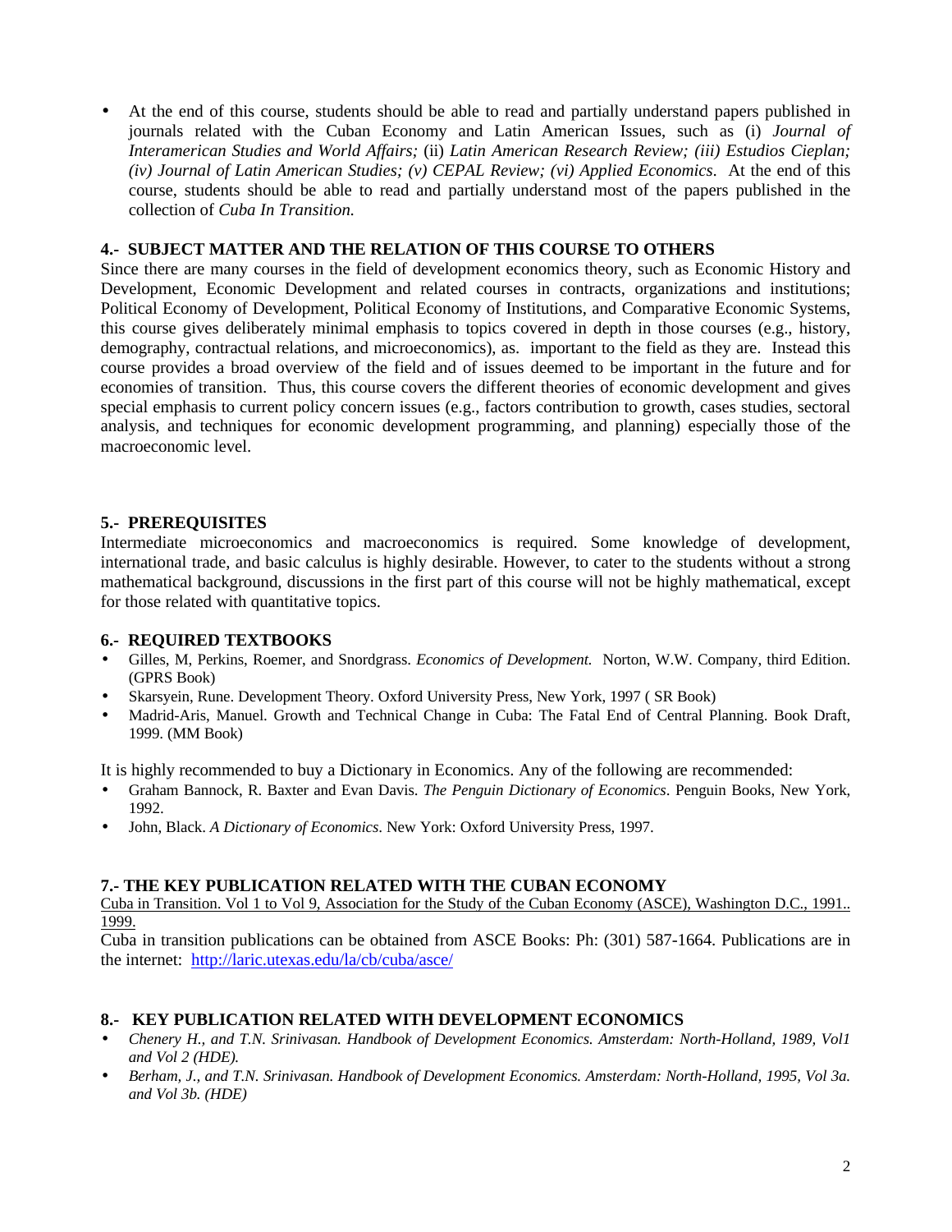- At the end of this course, students should be able to read and partially understand papers published in journals related with the Cuban Economy and Latin American Issues, such as (i) *Journal of Interamerican Studies and World Affairs;* (ii) *Latin American Research Review; (iii) Estudios Cieplan; (iv) Journal of Latin American Studies; (v) CEPAL Review; (vi) Applied Economics*. At the end of this course, students should be able to read and partially understand most of the papers published in the collection of *Cuba In Transition.*

### 4.- SUBJECT MATTER AND THE RELATION OF THIS COURSE TO OTHERS

Since there are many courses in the field of development economics theory, such as Economic History and Development, Economic Development and related courses in contracts, organizations and institutions; Political Economy of Development, Political Economy of Institutions, and Comparative Economic Systems, this course gives deliberately minimal emphasis to topics covered in depth in those courses (e.g., history, demography, contractual relations, and microeconomics), as. important to the field as they are. Instead this course provides a broad overview of the field and of issues deemed to be important in the future and for economies of transition. Thus, this course covers the different theories of economic development and gives special emphasis to current policy concern issues (e.g., factors contribution to growth, cases studies, sectoral analysis, and techniques for economic development programming, and planning) especially those of the macroeconomic level.

### 5.- PREREQUISITES

Intermediate microeconomics and macroeconomics is required. Some knowledge of development, international trade, and basic calculus is highly desirable. However, to cater to the students without a strong mathematical background, discussions in the first part of this course will not be highly mathematical, except for those related with quantitative topics.

### 6.- REQUIRED TEXTBOOKS

- Gilles, M, Perkins, Roemer, and Snordgrass. *Economics of Development.* Norton, W.W. Company, third Edition. (GPRS Book)
- Skarsyein, Rune. Development Theory. Oxford University Press, New York, 1997 ( SR Book)
- Madrid-Aris, Manuel. Growth and Technical Change in Cuba: The Fatal End of Central Planning. Book Draft, 1999. (MM Book)

It is highly recommended to buy a Dictionary in Economics. Any of the following are recommended:

- Graham Bannock, R. Baxter and Evan Davis. *The Penguin Dictionary of Economics*. Penguin Books, New York, 1992.
- John, Black. *A Dictionary of Economics*. New York: Oxford University Press, 1997.

### 7.- THE KEY PUBLICATION RELATED WITH THE CUBAN ECONOMY

Cuba in Transition. Vol 1 to Vol 9, Association for the Study of the Cuban Economy (ASCE), Washington D.C., 1991.. 1999.

Cuba in transition publications can be obtained from ASCE Books: Ph: (301) 587-1664. Publications are in the internet: http://laric.utexas.edu/la/cb/cuba/asce/

### 8.- KEY PUBLICATION RELATED WITH DEVELOPMENT ECONOMICS

- *Chenery H., and T.N. Srinivasan. Handbook of Development Economics. Amsterdam: North-Holland, 1989, Vol1 and Vol 2 (HDE).*
- *Berham, J., and T.N. Srinivasan. Handbook of Development Economics. Amsterdam: North-Holland, 1995, Vol 3a. and Vol 3b. (HDE)*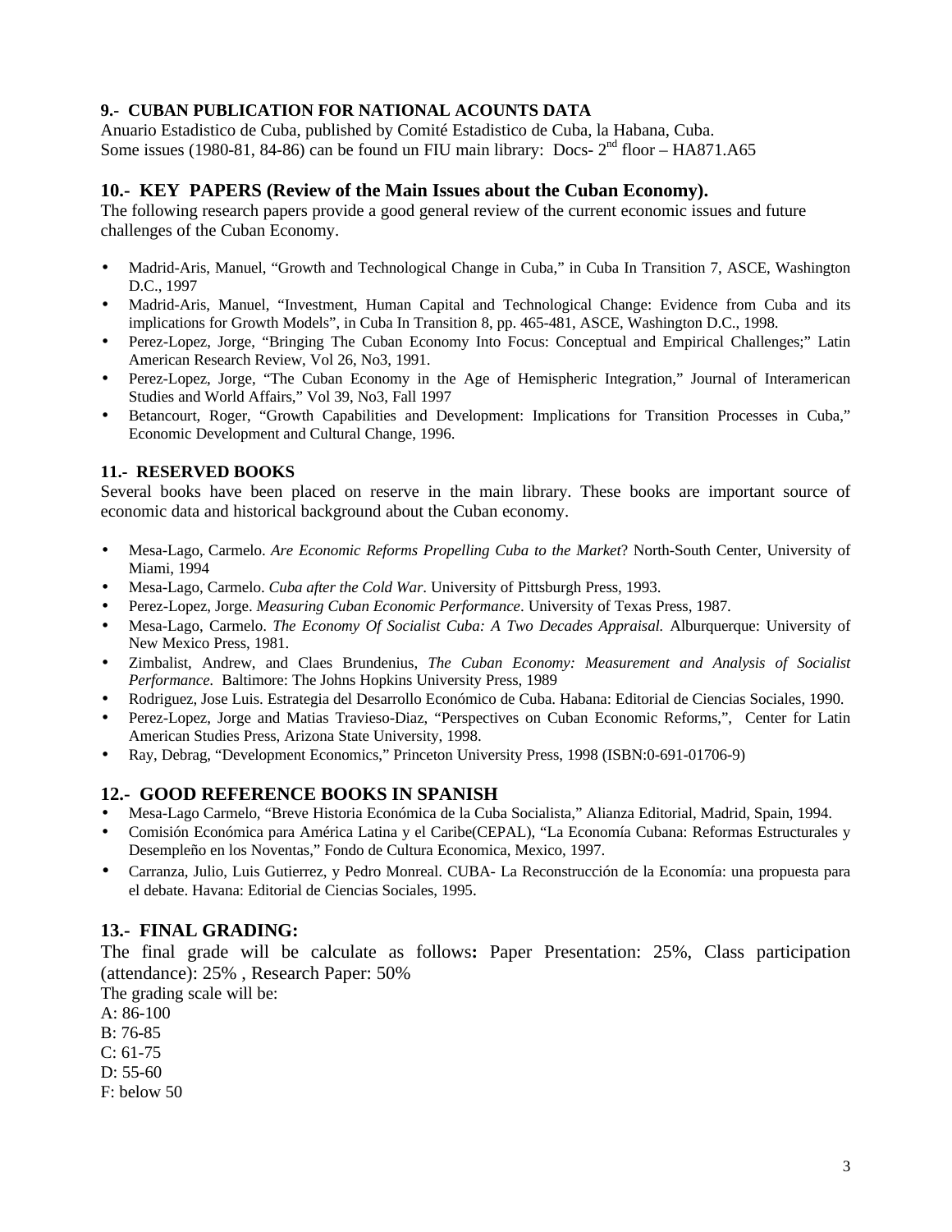### 9.- CUBAN PUBLICATION FOR NATIONAL ACOUNTS DATA

Anuario Estadistico de Cuba, published by Comité Estadistico de Cuba, la Habana, Cuba.
Some issues (1980-81, 84-86) can be found un FIU main library: Docs- 2nd floor – HA871.A65

## 10.- KEY PAPERS (Review of the Main Issues about the Cuban Economy).

The following research papers provide a good general review of the current economic issues and future challenges of the Cuban Economy.

- Madrid-Aris, Manuel, "Growth and Technological Change in Cuba," in Cuba In Transition 7, ASCE, Washington D.C., 1997
- Madrid-Aris, Manuel, "Investment, Human Capital and Technological Change: Evidence from Cuba and its implications for Growth Models", in Cuba In Transition 8, pp. 465-481, ASCE, Washington D.C., 1998.
- Perez-Lopez, Jorge, "Bringing The Cuban Economy Into Focus: Conceptual and Empirical Challenges;" Latin American Research Review, Vol 26, No3, 1991.
- Perez-Lopez, Jorge, "The Cuban Economy in the Age of Hemispheric Integration," Journal of Interamerican Studies and World Affairs," Vol 39, No3, Fall 1997
- Betancourt, Roger, "Growth Capabilities and Development: Implications for Transition Processes in Cuba," Economic Development and Cultural Change, 1996.

### 11.- RESERVED BOOKS

Several books have been placed on reserve in the main library. These books are important source of economic data and historical background about the Cuban economy.

- Mesa-Lago, Carmelo. *Are Economic Reforms Propelling Cuba to the Market*? North-South Center, University of Miami, 1994
- Mesa-Lago, Carmelo. *Cuba after the Cold War*. University of Pittsburgh Press, 1993.
- Perez-Lopez, Jorge. *Measuring Cuban Economic Performance*. University of Texas Press, 1987.
- Mesa-Lago, Carmelo. *The Economy Of Socialist Cuba: A Two Decades Appraisal.* Alburquerque: University of New Mexico Press, 1981.
- Zimbalist, Andrew, and Claes Brundenius, *The Cuban Economy: Measurement and Analysis of Socialist Performance.* Baltimore: The Johns Hopkins University Press, 1989
- Rodriguez, Jose Luis. Estrategia del Desarrollo Económico de Cuba. Habana: Editorial de Ciencias Sociales, 1990.
- Perez-Lopez, Jorge and Matias Travieso-Diaz, "Perspectives on Cuban Economic Reforms,", Center for Latin American Studies Press, Arizona State University, 1998.
- Ray, Debrag, "Development Economics," Princeton University Press, 1998 (ISBN:0-691-01706-9)

## 12.- GOOD REFERENCE BOOKS IN SPANISH

- Mesa-Lago Carmelo, "Breve Historia Económica de la Cuba Socialista," Alianza Editorial, Madrid, Spain, 1994.
- Comisión Económica para América Latina y el Caribe(CEPAL), "La Economía Cubana: Reformas Estructurales y Desempleño en los Noventas," Fondo de Cultura Economica, Mexico, 1997.
- Carranza, Julio, Luis Gutierrez, y Pedro Monreal. CUBA- La Reconstrucción de la Economía: una propuesta para el debate. Havana: Editorial de Ciencias Sociales, 1995.

## 13.- FINAL GRADING:

The final grade will be calculate as follows**:** Paper Presentation: 25%, Class participation (attendance): 25% , Research Paper: 50%

The grading scale will be:

A: 86-100
B: 76-85
C: 61-75
D: 55-60
F: below 50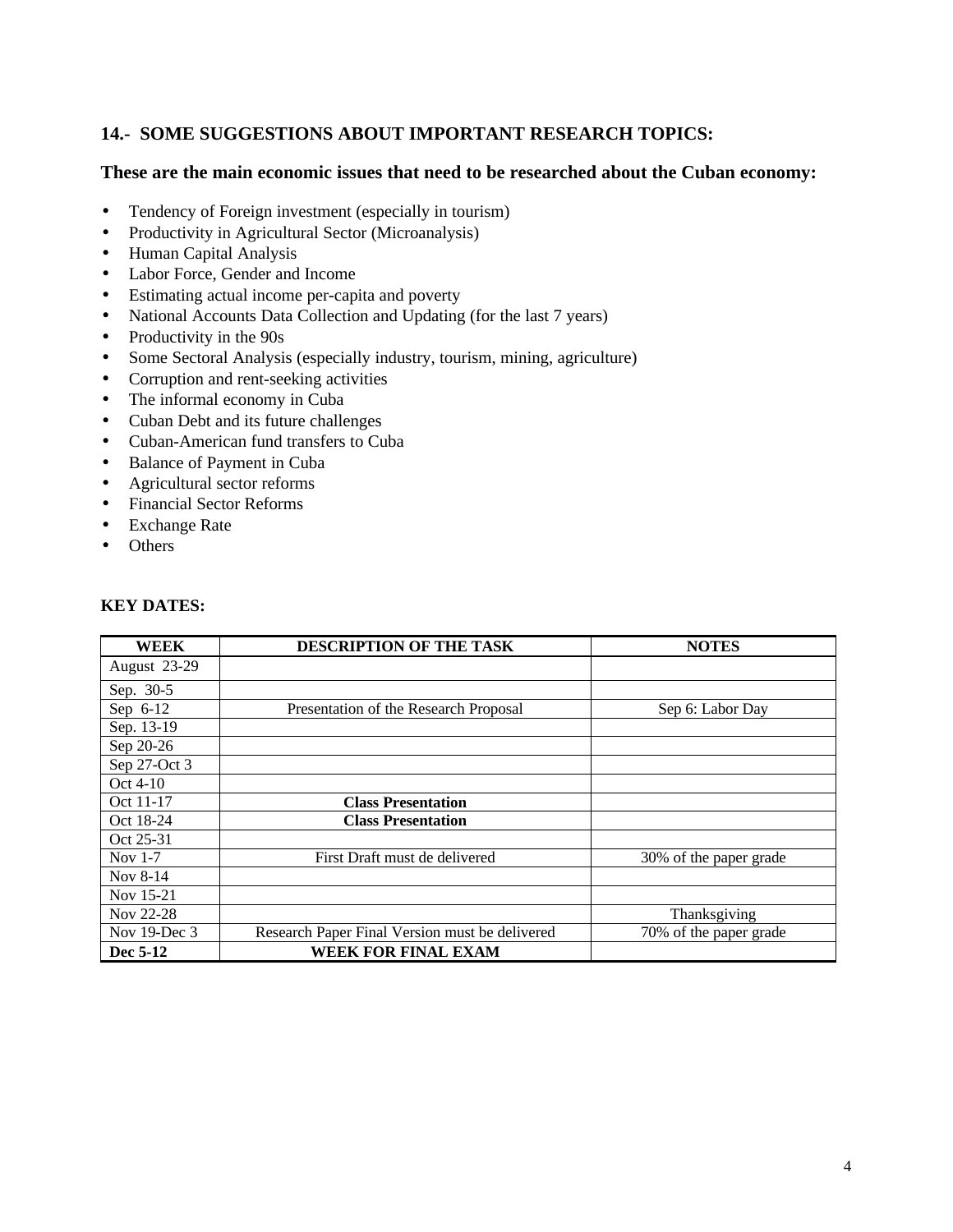## 14.- SOME SUGGESTIONS ABOUT IMPORTANT RESEARCH TOPICS:

### These are the main economic issues that need to be researched about the Cuban economy:

- Tendency of Foreign investment (especially in tourism)
- Productivity in Agricultural Sector (Microanalysis)
- Human Capital Analysis
- Labor Force, Gender and Income
- Estimating actual income per-capita and poverty
- National Accounts Data Collection and Updating (for the last 7 years)
- Productivity in the 90s
- Some Sectoral Analysis (especially industry, tourism, mining, agriculture)
- Corruption and rent-seeking activities
- The informal economy in Cuba
- Cuban Debt and its future challenges
- Cuban-American fund transfers to Cuba
- Balance of Payment in Cuba
- Agricultural sector reforms
- Financial Sector Reforms
- Exchange Rate
- Others

**KEY DATES:**

| WEEK | DESCRIPTION OF THE TASK | NOTES |
|---|---|---|
| August 23-29 | | |
| Sep. 30-5 | | |
| Sep 6-12 | Presentation of the Research Proposal | Sep 6: Labor Day |
| Sep. 13-19 | | |
| Sep 20-26 | | |
| Sep 27-Oct 3 | | |
| Oct 4-10 | | |
| Oct 11-17 | **Class Presentation** | |
| Oct 18-24 | **Class Presentation** | |
| Oct 25-31 | | |
| Nov 1-7 | First Draft must de delivered | 30% of the paper grade |
| Nov 8-14 | | |
| Nov 15-21 | | |
| Nov 22-28 | | Thanksgiving |
| Nov 19-Dec 3 | Research Paper Final Version must be delivered | 70% of the paper grade |
| **Dec 5-12** | **WEEK FOR FINAL EXAM** | |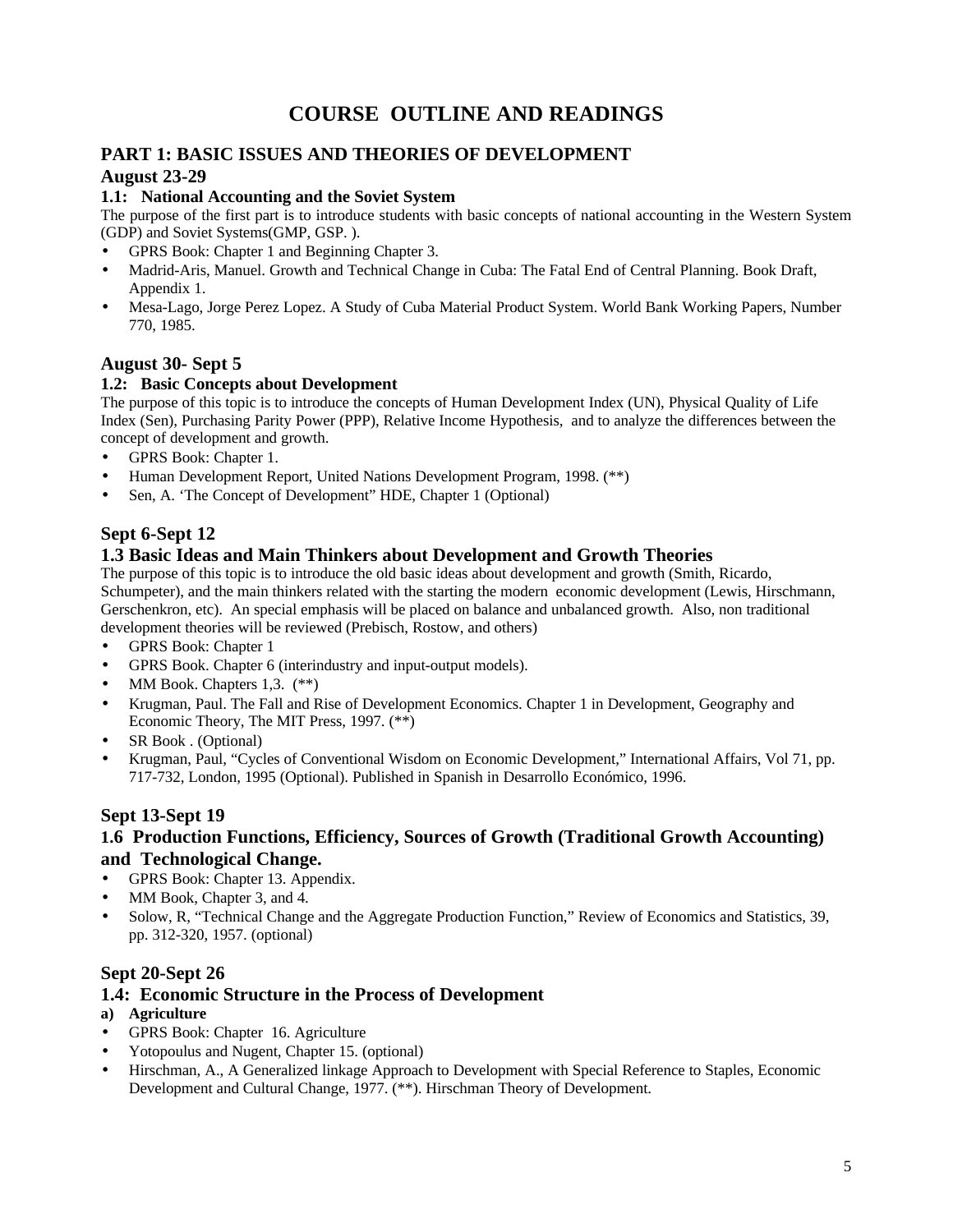# COURSE OUTLINE AND READINGS

## PART 1: BASIC ISSUES AND THEORIES OF DEVELOPMENT

### August 23-29

#### 1.1: National Accounting and the Soviet System

The purpose of the first part is to introduce students with basic concepts of national accounting in the Western System (GDP) and Soviet Systems(GMP, GSP. ).

- GPRS Book: Chapter 1 and Beginning Chapter 3.
- Madrid-Aris, Manuel. Growth and Technical Change in Cuba: The Fatal End of Central Planning. Book Draft, Appendix 1.
- Mesa-Lago, Jorge Perez Lopez. A Study of Cuba Material Product System. World Bank Working Papers, Number 770, 1985.

### August 30- Sept 5

#### 1.2: Basic Concepts about Development

The purpose of this topic is to introduce the concepts of Human Development Index (UN), Physical Quality of Life Index (Sen), Purchasing Parity Power (PPP), Relative Income Hypothesis, and to analyze the differences between the concept of development and growth.

- GPRS Book: Chapter 1.
- Human Development Report, United Nations Development Program, 1998. (**)
- Sen, A. 'The Concept of Development" HDE, Chapter 1 (Optional)

### Sept 6-Sept 12

#### 1.3 Basic Ideas and Main Thinkers about Development and Growth Theories

The purpose of this topic is to introduce the old basic ideas about development and growth (Smith, Ricardo, Schumpeter), and the main thinkers related with the starting the modern economic development (Lewis, Hirschmann, Gerschenkron, etc). An special emphasis will be placed on balance and unbalanced growth. Also, non traditional development theories will be reviewed (Prebisch, Rostow, and others)

- GPRS Book: Chapter 1
- GPRS Book. Chapter 6 (interindustry and input-output models).
- MM Book. Chapters 1,3. (**)
- Krugman, Paul. The Fall and Rise of Development Economics. Chapter 1 in Development, Geography and Economic Theory, The MIT Press, 1997. (**)
- SR Book . (Optional)
- Krugman, Paul, "Cycles of Conventional Wisdom on Economic Development," International Affairs, Vol 71, pp. 717-732, London, 1995 (Optional). Published in Spanish in Desarrollo Económico, 1996.

### Sept 13-Sept 19

#### 1.6 Production Functions, Efficiency, Sources of Growth (Traditional Growth Accounting) and Technological Change.

- GPRS Book: Chapter 13. Appendix.
- MM Book, Chapter 3, and 4.
- Solow, R, "Technical Change and the Aggregate Production Function," Review of Economics and Statistics, 39, pp. 312-320, 1957. (optional)

### Sept 20-Sept 26

#### 1.4: Economic Structure in the Process of Development

**a) Agriculture**

- GPRS Book: Chapter 16. Agriculture
- Yotopoulus and Nugent, Chapter 15. (optional)
- Hirschman, A., A Generalized linkage Approach to Development with Special Reference to Staples, Economic Development and Cultural Change, 1977. (**). Hirschman Theory of Development.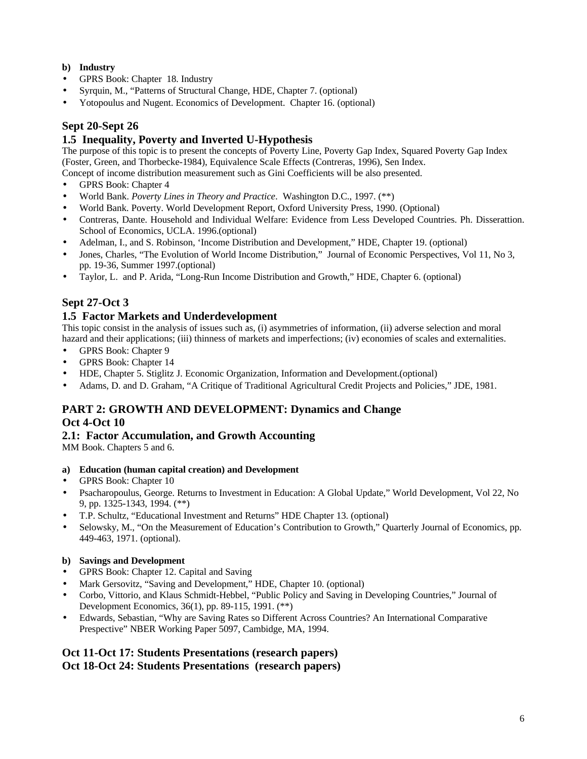**b) Industry**

- GPRS Book: Chapter 18. Industry
- Syrquin, M., "Patterns of Structural Change, HDE, Chapter 7. (optional)
- Yotopoulus and Nugent. Economics of Development. Chapter 16. (optional)

## Sept 20-Sept 26

### 1.5 Inequality, Poverty and Inverted U-Hypothesis

The purpose of this topic is to present the concepts of Poverty Line, Poverty Gap Index, Squared Poverty Gap Index (Foster, Green, and Thorbecke-1984), Equivalence Scale Effects (Contreras, 1996), Sen Index.
Concept of income distribution measurement such as Gini Coefficients will be also presented.

- GPRS Book: Chapter 4
- World Bank. *Poverty Lines in Theory and Practice*. Washington D.C., 1997. (**)
- World Bank. Poverty. World Development Report, Oxford University Press, 1990. (Optional)
- Contreras, Dante. Household and Individual Welfare: Evidence from Less Developed Countries. Ph. Disserattion. School of Economics, UCLA. 1996.(optional)
- Adelman, I., and S. Robinson, 'Income Distribution and Development," HDE, Chapter 19. (optional)
- Jones, Charles, "The Evolution of World Income Distribution," Journal of Economic Perspectives, Vol 11, No 3, pp. 19-36, Summer 1997.(optional)
- Taylor, L. and P. Arida, "Long-Run Income Distribution and Growth," HDE, Chapter 6. (optional)

## Sept 27-Oct 3

### 1.5 Factor Markets and Underdevelopment

This topic consist in the analysis of issues such as, (i) asymmetries of information, (ii) adverse selection and moral hazard and their applications; (iii) thinness of markets and imperfections; (iv) economies of scales and externalities.

- GPRS Book: Chapter 9
- GPRS Book: Chapter 14
- HDE, Chapter 5. Stiglitz J. Economic Organization, Information and Development.(optional)
- Adams, D. and D. Graham, "A Critique of Traditional Agricultural Credit Projects and Policies," JDE, 1981.

## PART 2: GROWTH AND DEVELOPMENT: Dynamics and Change

## Oct 4-Oct 10

### 2.1: Factor Accumulation, and Growth Accounting

MM Book. Chapters 5 and 6.

**a) Education (human capital creation) and Development**

- GPRS Book: Chapter 10
- Psacharopoulus, George. Returns to Investment in Education: A Global Update," World Development, Vol 22, No 9, pp. 1325-1343, 1994. (**)
- T.P. Schultz, "Educational Investment and Returns" HDE Chapter 13. (optional)
- Selowsky, M., "On the Measurement of Education's Contribution to Growth," Quarterly Journal of Economics, pp. 449-463, 1971. (optional).

**b) Savings and Development**

- GPRS Book: Chapter 12. Capital and Saving
- Mark Gersovitz, "Saving and Development," HDE, Chapter 10. (optional)
- Corbo, Vittorio, and Klaus Schmidt-Hebbel, "Public Policy and Saving in Developing Countries," Journal of Development Economics, 36(1), pp. 89-115, 1991. (**)
- Edwards, Sebastian, "Why are Saving Rates so Different Across Countries? An International Comparative Prespective" NBER Working Paper 5097, Cambidge, MA, 1994.

## Oct 11-Oct 17: Students Presentations (research papers)

## Oct 18-Oct 24: Students Presentations (research papers)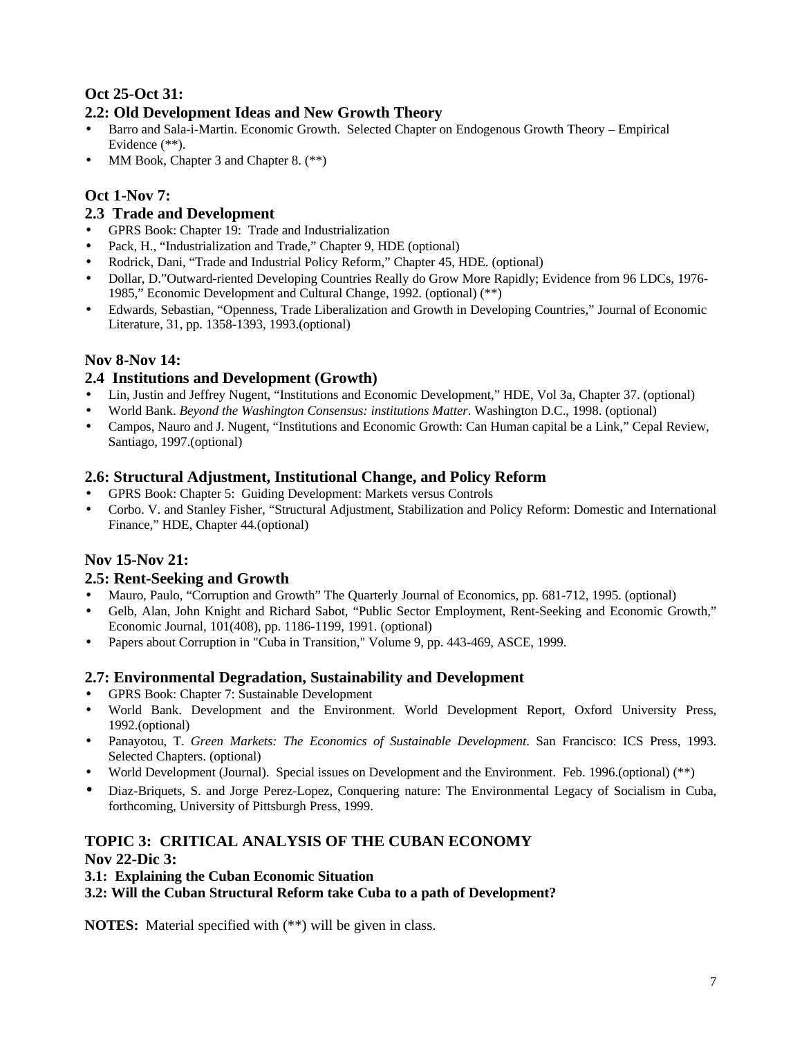**Oct 25-Oct 31:**

### 2.2: Old Development Ideas and New Growth Theory

- Barro and Sala-i-Martin. Economic Growth. Selected Chapter on Endogenous Growth Theory – Empirical Evidence (**).
- MM Book, Chapter 3 and Chapter 8. (**)

**Oct 1-Nov 7:**

### 2.3 Trade and Development

- GPRS Book: Chapter 19: Trade and Industrialization
- Pack, H., "Industrialization and Trade," Chapter 9, HDE (optional)
- Rodrick, Dani, "Trade and Industrial Policy Reform," Chapter 45, HDE. (optional)
- Dollar, D."Outward-riented Developing Countries Really do Grow More Rapidly; Evidence from 96 LDCs, 1976-1985," Economic Development and Cultural Change, 1992. (optional) (**)
- Edwards, Sebastian, "Openness, Trade Liberalization and Growth in Developing Countries," Journal of Economic Literature, 31, pp. 1358-1393, 1993.(optional)

**Nov 8-Nov 14:**

### 2.4 Institutions and Development (Growth)

- Lin, Justin and Jeffrey Nugent, "Institutions and Economic Development," HDE, Vol 3a, Chapter 37. (optional)
- World Bank. *Beyond the Washington Consensus: institutions Matter*. Washington D.C., 1998. (optional)
- Campos, Nauro and J. Nugent, "Institutions and Economic Growth: Can Human capital be a Link," Cepal Review, Santiago, 1997.(optional)

### 2.6: Structural Adjustment, Institutional Change, and Policy Reform

- GPRS Book: Chapter 5: Guiding Development: Markets versus Controls
- Corbo. V. and Stanley Fisher, "Structural Adjustment, Stabilization and Policy Reform: Domestic and International Finance," HDE, Chapter 44.(optional)

**Nov 15-Nov 21:**

### 2.5: Rent-Seeking and Growth

- Mauro, Paulo, "Corruption and Growth" The Quarterly Journal of Economics, pp. 681-712, 1995. (optional)
- Gelb, Alan, John Knight and Richard Sabot, "Public Sector Employment, Rent-Seeking and Economic Growth," Economic Journal, 101(408), pp. 1186-1199, 1991. (optional)
- Papers about Corruption in "Cuba in Transition," Volume 9, pp. 443-469, ASCE, 1999.

### 2.7: Environmental Degradation, Sustainability and Development

- GPRS Book: Chapter 7: Sustainable Development
- World Bank. Development and the Environment. World Development Report, Oxford University Press, 1992.(optional)
- Panayotou, T. *Green Markets: The Economics of Sustainable Development*. San Francisco: ICS Press, 1993. Selected Chapters. (optional)
- World Development (Journal). Special issues on Development and the Environment. Feb. 1996.(optional) (**)
- Diaz-Briquets, S. and Jorge Perez-Lopez, Conquering nature: The Environmental Legacy of Socialism in Cuba, forthcoming, University of Pittsburgh Press, 1999.

## TOPIC 3: CRITICAL ANALYSIS OF THE CUBAN ECONOMY

**Nov 22-Dic 3:**

**3.1: Explaining the Cuban Economic Situation**

**3.2: Will the Cuban Structural Reform take Cuba to a path of Development?**

**NOTES:** Material specified with (**) will be given in class.